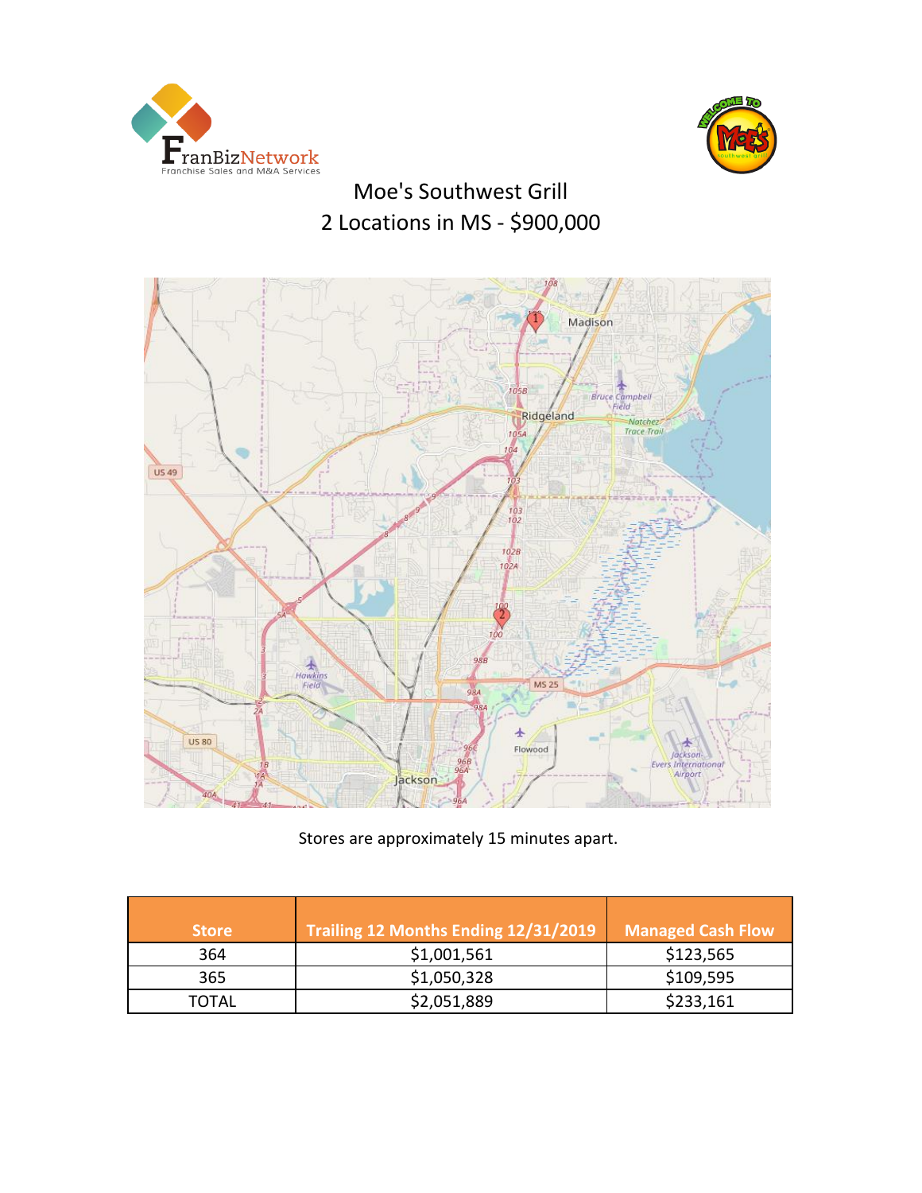# Moe's Southwest Grill

## 2 Locations in MS - $900,000

Stores are approximately 15 minutes apart.

| Store | Trailing 12 Months Ending 12/31/2019 | Managed Cash Flow |
|---|---|---|
| 364 | $1,001,561 | $123,565 |
| 365 | $1,050,328 | $109,595 |
| TOTAL | $2,051,889 | $233,161 |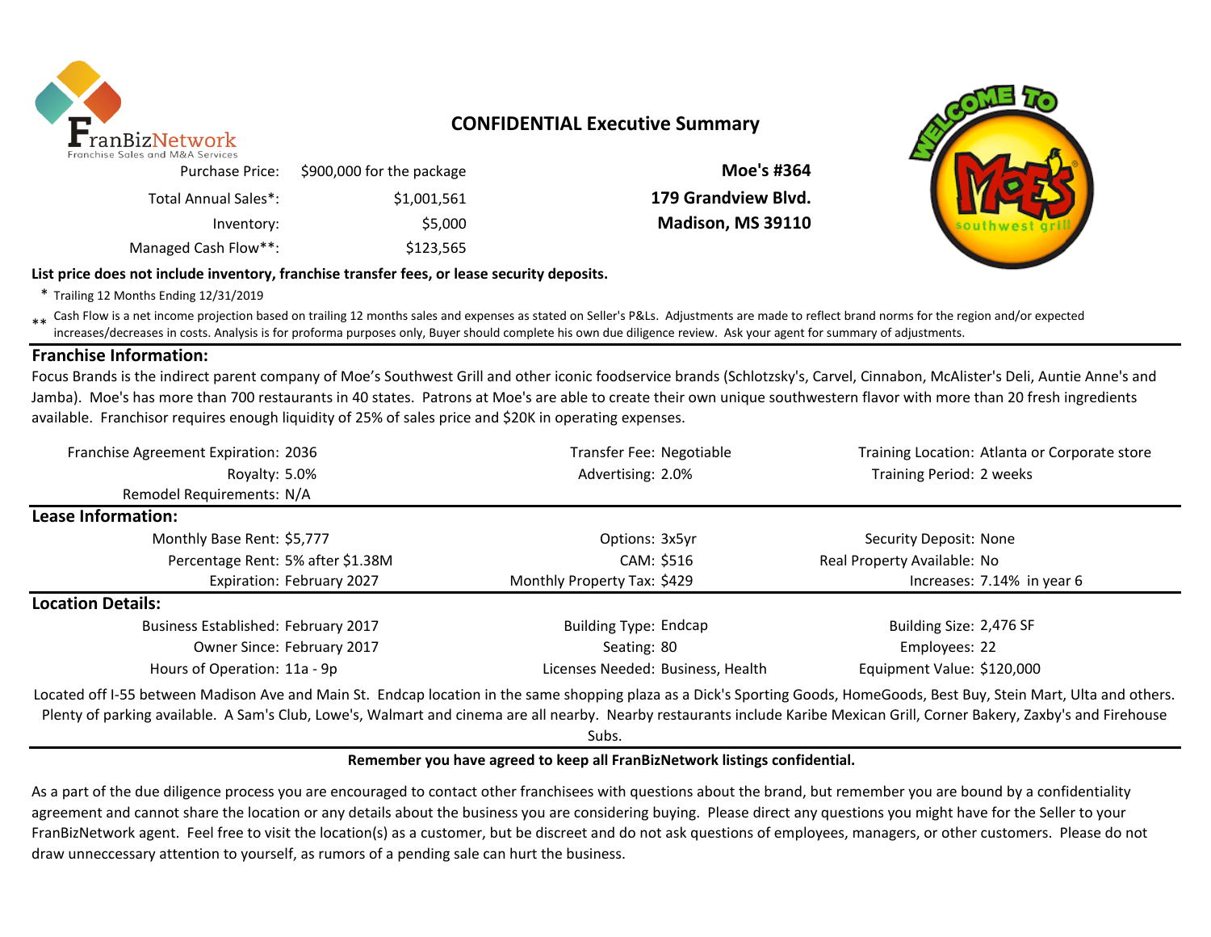FranBizNetwork
Franchise Sales and M&A Services

# CONFIDENTIAL Executive Summary

| | |
|---|---|
| Purchase Price: | $900,000 for the package |
| Total Annual Sales*: | $1,001,561 |
| Inventory: | $5,000 |
| Managed Cash Flow**: | $123,565 |

**Moe's #364**
**179 Grandview Blvd.**
**Madison, MS 39110**

**List price does not include inventory, franchise transfer fees, or lease security deposits.**

\* Trailing 12 Months Ending 12/31/2019

\*\* Cash Flow is a net income projection based on trailing 12 months sales and expenses as stated on Seller's P&Ls. Adjustments are made to reflect brand norms for the region and/or expected increases/decreases in costs. Analysis is for proforma purposes only, Buyer should complete his own due diligence review. Ask your agent for summary of adjustments.

## Franchise Information:

Focus Brands is the indirect parent company of Moe's Southwest Grill and other iconic foodservice brands (Schlotzsky's, Carvel, Cinnabon, McAlister's Deli, Auntie Anne's and Jamba). Moe's has more than 700 restaurants in 40 states. Patrons at Moe's are able to create their own unique southwestern flavor with more than 20 fresh ingredients available. Franchisor requires enough liquidity of 25% of sales price and $20K in operating expenses.

| | | | | | |
|---|---|---|---|---|---|
| Franchise Agreement Expiration: | 2036 | Transfer Fee: | Negotiable | Training Location: | Atlanta or Corporate store |
| Royalty: | 5.0% | Advertising: | 2.0% | Training Period: | 2 weeks |
| Remodel Requirements: | N/A | | | | |

## Lease Information:

| | | | | | |
|---|---|---|---|---|---|
| Monthly Base Rent: | $5,777 | Options: | 3x5yr | Security Deposit: | None |
| Percentage Rent: | 5% after $1.38M | CAM: | $516 | Real Property Available: | No |
| Expiration: | February 2027 | Monthly Property Tax: | $429 | Increases: | 7.14% in year 6 |

## Location Details:

| | | | | | |
|---|---|---|---|---|---|
| Business Established: | February 2017 | Building Type: | Endcap | Building Size: | 2,476 SF |
| Owner Since: | February 2017 | Seating: | 80 | Employees: | 22 |
| Hours of Operation: | 11a - 9p | Licenses Needed: | Business, Health | Equipment Value: | $120,000 |

Located off I-55 between Madison Ave and Main St. Endcap location in the same shopping plaza as a Dick's Sporting Goods, HomeGoods, Best Buy, Stein Mart, Ulta and others. Plenty of parking available. A Sam's Club, Lowe's, Walmart and cinema are all nearby. Nearby restaurants include Karibe Mexican Grill, Corner Bakery, Zaxby's and Firehouse Subs.

**Remember you have agreed to keep all FranBizNetwork listings confidential.**

As a part of the due diligence process you are encouraged to contact other franchisees with questions about the brand, but remember you are bound by a confidentiality agreement and cannot share the location or any details about the business you are considering buying. Please direct any questions you might have for the Seller to your FranBizNetwork agent. Feel free to visit the location(s) as a customer, but be discreet and do not ask questions of employees, managers, or other customers. Please do not draw unneccessary attention to yourself, as rumors of a pending sale can hurt the business.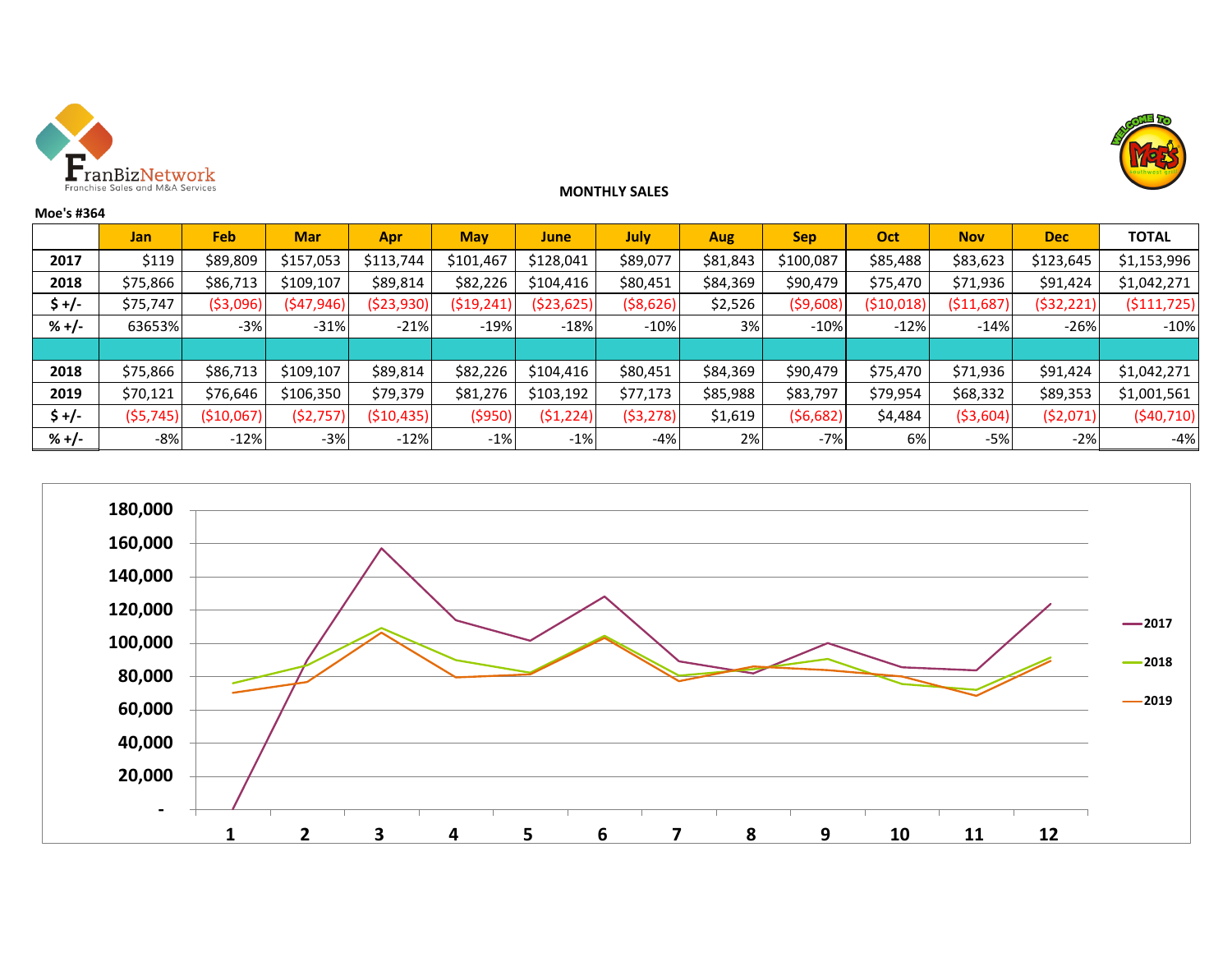FranBizNetwork
Franchise Sales and M&A Services

## MONTHLY SALES

**Moe's #364**

| | Jan | Feb | Mar | Apr | May | June | July | Aug | Sep | Oct | Nov | Dec | TOTAL |
|---|---|---|---|---|---|---|---|---|---|---|---|---|---|
| **2017** | $119 | $89,809 | $157,053 | $113,744 | $101,467 | $128,041 | $89,077 | $81,843 | $100,087 | $85,488 | $83,623 | $123,645 | $1,153,996 |
| **2018** | $75,866 | $86,713 | $109,107 | $89,814 | $82,226 | $104,416 | $80,451 | $84,369 | $90,479 | $75,470 | $71,936 | $91,424 | $1,042,271 |
| **$ +/-** | $75,747 | ($3,096) | ($47,946) | ($23,930) | ($19,241) | ($23,625) | ($8,626) | $2,526 | ($9,608) | ($10,018) | ($11,687) | ($32,221) | ($111,725) |
| **% +/-** | 63653% | -3% | -31% | -21% | -19% | -18% | -10% | 3% | -10% | -12% | -14% | -26% | -10% |
| | | | | | | | | | | | | | |
| **2018** | $75,866 | $86,713 | $109,107 | $89,814 | $82,226 | $104,416 | $80,451 | $84,369 | $90,479 | $75,470 | $71,936 | $91,424 | $1,042,271 |
| **2019** | $70,121 | $76,646 | $106,350 | $79,379 | $81,276 | $103,192 | $77,173 | $85,988 | $83,797 | $79,954 | $68,332 | $89,353 | $1,001,561 |
| **$ +/-** | ($5,745) | ($10,067) | ($2,757) | ($10,435) | ($950) | ($1,224) | ($3,278) | $1,619 | ($6,682) | $4,484 | ($3,604) | ($2,071) | ($40,710) |
| **% +/-** | -8% | -12% | -3% | -12% | -1% | -1% | -4% | 2% | -7% | 6% | -5% | -2% | -4% |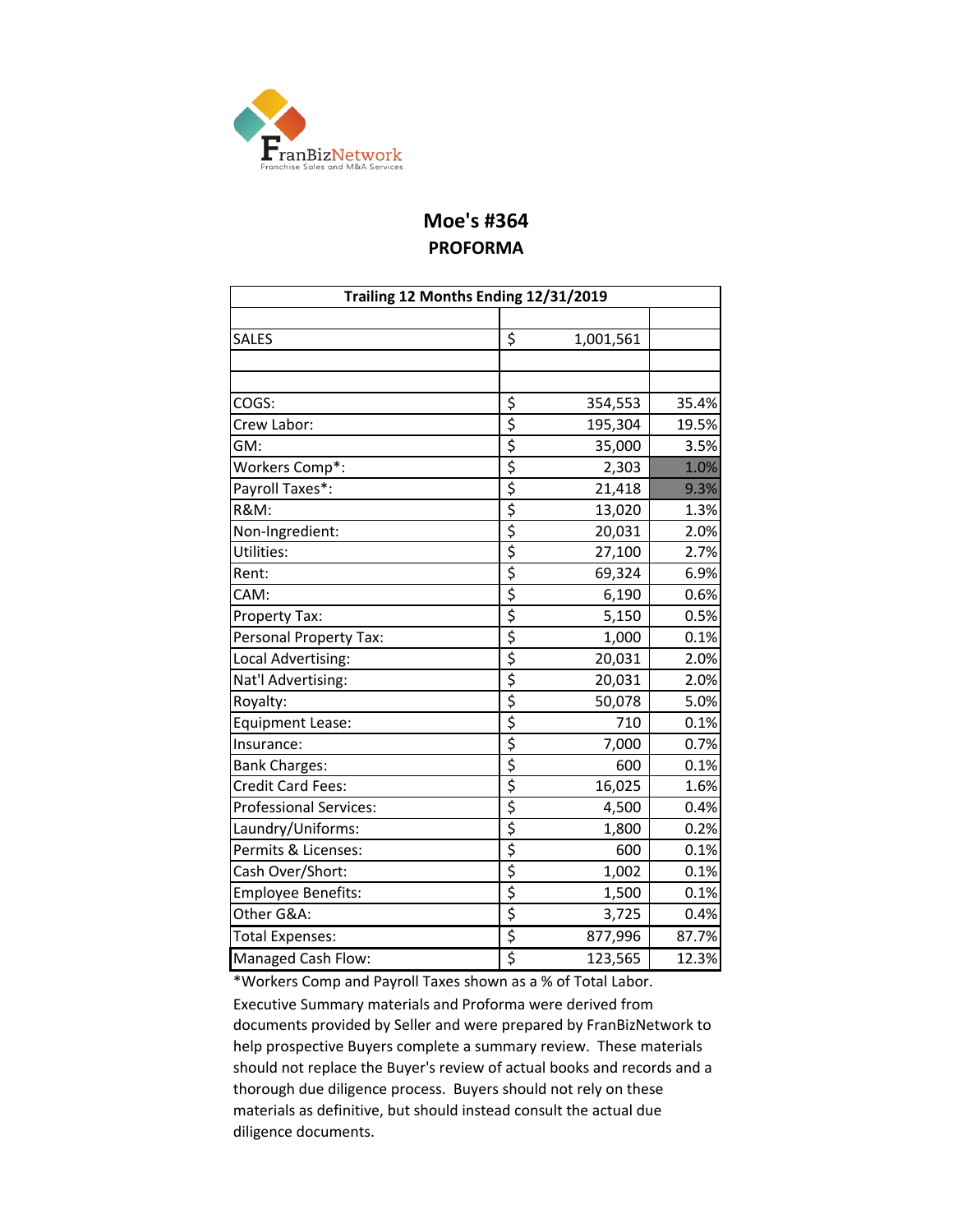FranBizNetwork
Franchise Sales and M&A Services

# Moe's #364

## PROFORMA

| Trailing 12 Months Ending 12/31/2019 | | |
|---|---|---|
| | | |
| SALES | $ 1,001,561 | |
| | | |
| | | |
| COGS: | $ 354,553 | 35.4% |
| Crew Labor: | $ 195,304 | 19.5% |
| GM: | $ 35,000 | 3.5% |
| Workers Comp*: | $ 2,303 | 1.0% |
| Payroll Taxes*: | $ 21,418 | 9.3% |
| R&M: | $ 13,020 | 1.3% |
| Non-Ingredient: | $ 20,031 | 2.0% |
| Utilities: | $ 27,100 | 2.7% |
| Rent: | $ 69,324 | 6.9% |
| CAM: | $ 6,190 | 0.6% |
| Property Tax: | $ 5,150 | 0.5% |
| Personal Property Tax: | $ 1,000 | 0.1% |
| Local Advertising: | $ 20,031 | 2.0% |
| Nat'l Advertising: | $ 20,031 | 2.0% |
| Royalty: | $ 50,078 | 5.0% |
| Equipment Lease: | $ 710 | 0.1% |
| Insurance: | $ 7,000 | 0.7% |
| Bank Charges: | $ 600 | 0.1% |
| Credit Card Fees: | $ 16,025 | 1.6% |
| Professional Services: | $ 4,500 | 0.4% |
| Laundry/Uniforms: | $ 1,800 | 0.2% |
| Permits & Licenses: | $ 600 | 0.1% |
| Cash Over/Short: | $ 1,002 | 0.1% |
| Employee Benefits: | $ 1,500 | 0.1% |
| Other G&A: | $ 3,725 | 0.4% |
| Total Expenses: | $ 877,996 | 87.7% |
| Managed Cash Flow: | $ 123,565 | 12.3% |

*Workers Comp and Payroll Taxes shown as a % of Total Labor.

Executive Summary materials and Proforma were derived from documents provided by Seller and were prepared by FranBizNetwork to help prospective Buyers complete a summary review. These materials should not replace the Buyer's review of actual books and records and a thorough due diligence process. Buyers should not rely on these materials as definitive, but should instead consult the actual due diligence documents.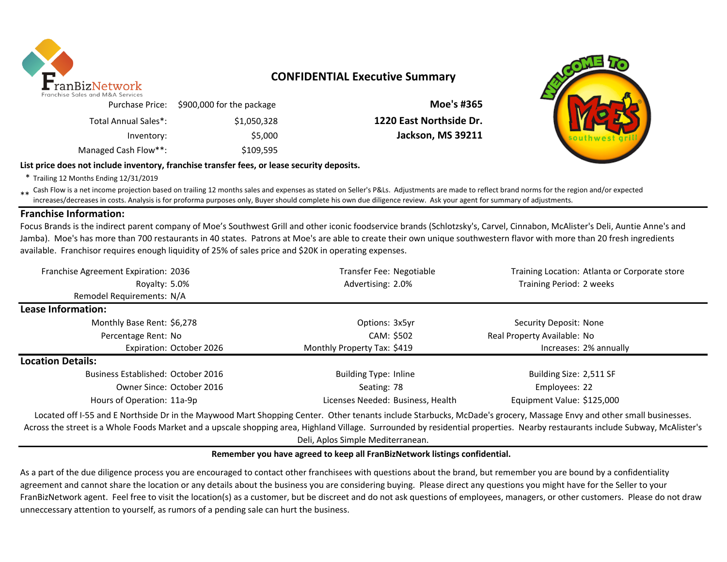## CONFIDENTIAL Executive Summary

| | |
|---|---|
| Purchase Price: | $900,000 for the package |
| Total Annual Sales*: | $1,050,328 |
| Inventory: | $5,000 |
| Managed Cash Flow**: | $109,595 |

**Moe's #365**
**1220 East Northside Dr.**
**Jackson, MS 39211**

**List price does not include inventory, franchise transfer fees, or lease security deposits.**

\* Trailing 12 Months Ending 12/31/2019

\*\* Cash Flow is a net income projection based on trailing 12 months sales and expenses as stated on Seller's P&Ls. Adjustments are made to reflect brand norms for the region and/or expected increases/decreases in costs. Analysis is for proforma purposes only, Buyer should complete his own due diligence review. Ask your agent for summary of adjustments.

### Franchise Information:

Focus Brands is the indirect parent company of Moe's Southwest Grill and other iconic foodservice brands (Schlotzsky's, Carvel, Cinnabon, McAlister's Deli, Auntie Anne's and Jamba). Moe's has more than 700 restaurants in 40 states. Patrons at Moe's are able to create their own unique southwestern flavor with more than 20 fresh ingredients available. Franchisor requires enough liquidity of 25% of sales price and $20K in operating expenses.

| | | | | | |
|---|---|---|---|---|---|
| Franchise Agreement Expiration: | 2036 | Transfer Fee: | Negotiable | Training Location: | Atlanta or Corporate store |
| Royalty: | 5.0% | Advertising: | 2.0% | Training Period: | 2 weeks |
| Remodel Requirements: | N/A | | | | |

### Lease Information:

| | | | | | |
|---|---|---|---|---|---|
| Monthly Base Rent: | $6,278 | Options: | 3x5yr | Security Deposit: | None |
| Percentage Rent: | No | CAM: | $502 | Real Property Available: | No |
| Expiration: | October 2026 | Monthly Property Tax: | $419 | Increases: | 2% annually |

### Location Details:

| | | | | | |
|---|---|---|---|---|---|
| Business Established: | October 2016 | Building Type: | Inline | Building Size: | 2,511 SF |
| Owner Since: | October 2016 | Seating: | 78 | Employees: | 22 |
| Hours of Operation: | 11a-9p | Licenses Needed: | Business, Health | Equipment Value: | $125,000 |

Located off I-55 and E Northside Dr in the Maywood Mart Shopping Center. Other tenants include Starbucks, McDade's grocery, Massage Envy and other small businesses. Across the street is a Whole Foods Market and a upscale shopping area, Highland Village. Surrounded by residential properties. Nearby restaurants include Subway, McAlister's Deli, Aplos Simple Mediterranean.

**Remember you have agreed to keep all FranBizNetwork listings confidential.**

As a part of the due diligence process you are encouraged to contact other franchisees with questions about the brand, but remember you are bound by a confidentiality agreement and cannot share the location or any details about the business you are considering buying. Please direct any questions you might have for the Seller to your FranBizNetwork agent. Feel free to visit the location(s) as a customer, but be discreet and do not ask questions of employees, managers, or other customers. Please do not draw unneccessary attention to yourself, as rumors of a pending sale can hurt the business.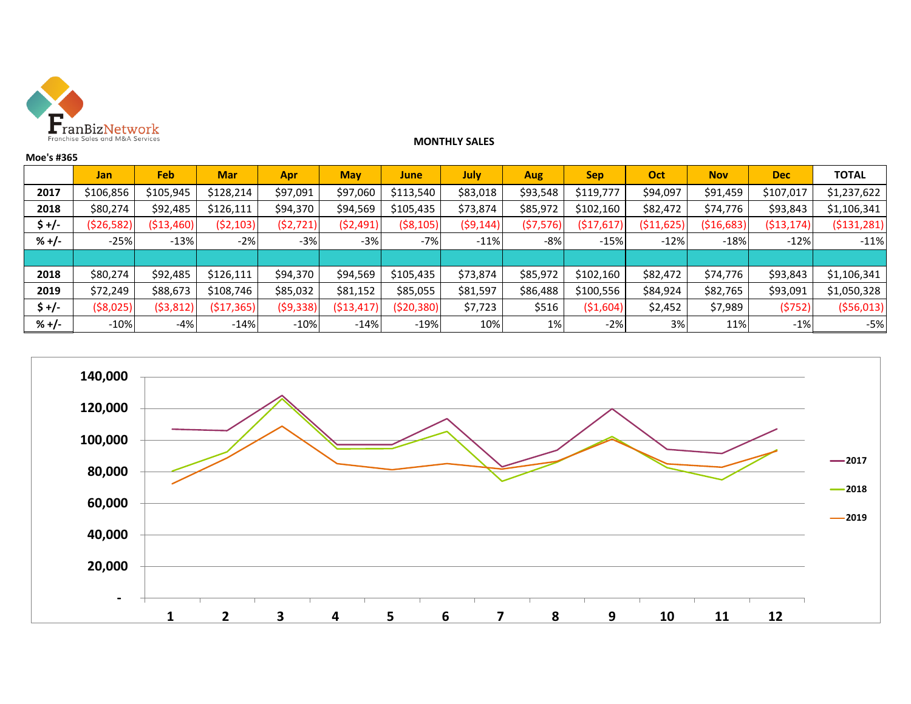**MONTHLY SALES**

**Moe's #365**

| | Jan | Feb | Mar | Apr | May | June | July | Aug | Sep | Oct | Nov | Dec | TOTAL |
|---|---|---|---|---|---|---|---|---|---|---|---|---|---|
| **2017** | $106,856 | $105,945 | $128,214 | $97,091 | $97,060 | $113,540 | $83,018 | $93,548 | $119,777 | $94,097 | $91,459 | $107,017 | $1,237,622 |
| **2018** | $80,274 | $92,485 | $126,111 | $94,370 | $94,569 | $105,435 | $73,874 | $85,972 | $102,160 | $82,472 | $74,776 | $93,843 | $1,106,341 |
| **$ +/-** | ($26,582) | ($13,460) | ($2,103) | ($2,721) | ($2,491) | ($8,105) | ($9,144) | ($7,576) | ($17,617) | ($11,625) | ($16,683) | ($13,174) | ($131,281) |
| **% +/-** | -25% | -13% | -2% | -3% | -3% | -7% | -11% | -8% | -15% | -12% | -18% | -12% | -11% |
| | | | | | | | | | | | | | |
| **2018** | $80,274 | $92,485 | $126,111 | $94,370 | $94,569 | $105,435 | $73,874 | $85,972 | $102,160 | $82,472 | $74,776 | $93,843 | $1,106,341 |
| **2019** | $72,249 | $88,673 | $108,746 | $85,032 | $81,152 | $85,055 | $81,597 | $86,488 | $100,556 | $84,924 | $82,765 | $93,091 | $1,050,328 |
| **$ +/-** | ($8,025) | ($3,812) | ($17,365) | ($9,338) | ($13,417) | ($20,380) | $7,723 | $516 | ($1,604) | $2,452 | $7,989 | ($752) | ($56,013) |
| **% +/-** | -10% | -4% | -14% | -10% | -14% | -19% | 10% | 1% | -2% | 3% | 11% | -1% | -5% |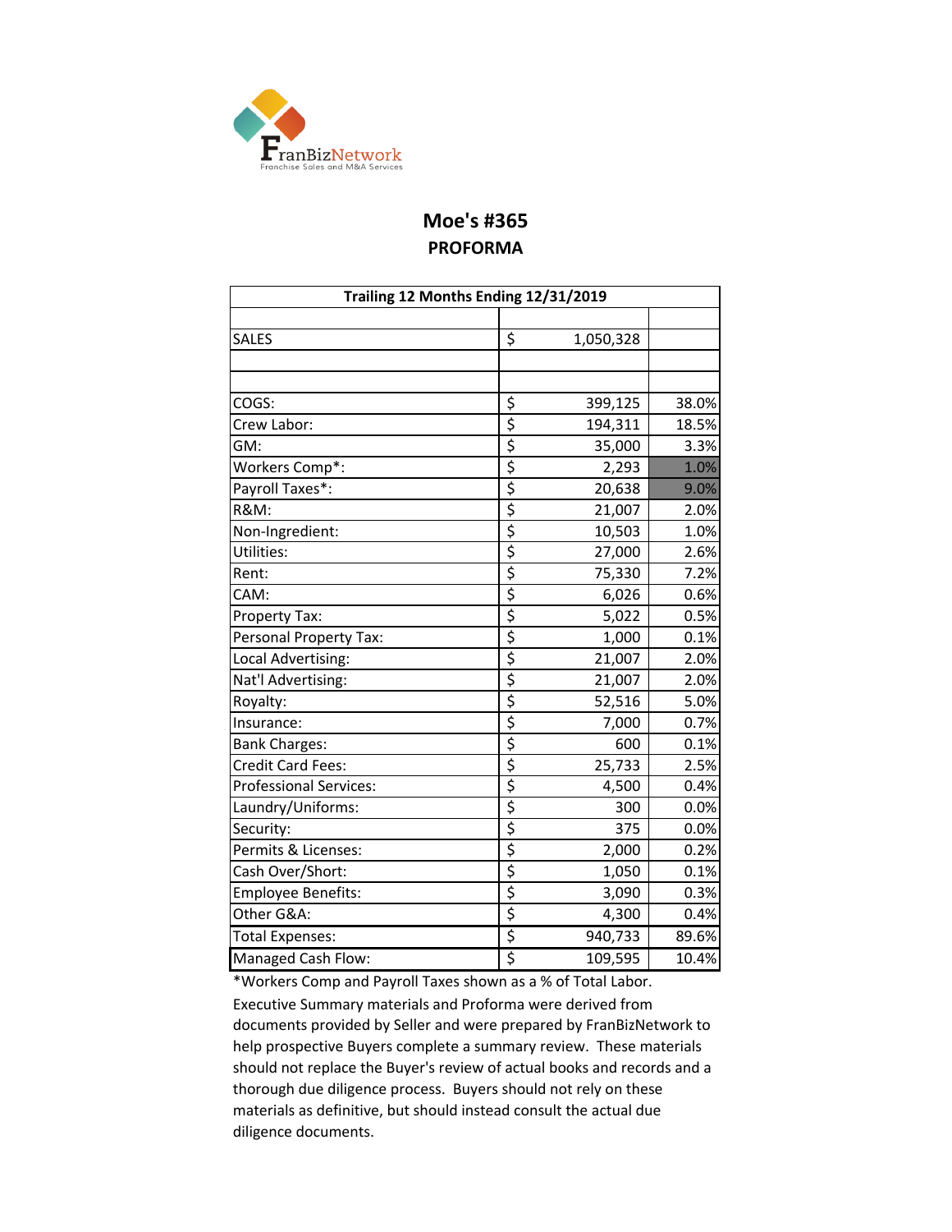FranBizNetwork
Franchise Sales and M&A Services

# Moe's #365

## PROFORMA

| Trailing 12 Months Ending 12/31/2019 | | |
|---|---|---|
| | | |
| SALES | $ 1,050,328 | |
| | | |
| | | |
| COGS: | $ 399,125 | 38.0% |
| Crew Labor: | $ 194,311 | 18.5% |
| GM: | $ 35,000 | 3.3% |
| Workers Comp*: | $ 2,293 | 1.0% |
| Payroll Taxes*: | $ 20,638 | 9.0% |
| R&M: | $ 21,007 | 2.0% |
| Non-Ingredient: | $ 10,503 | 1.0% |
| Utilities: | $ 27,000 | 2.6% |
| Rent: | $ 75,330 | 7.2% |
| CAM: | $ 6,026 | 0.6% |
| Property Tax: | $ 5,022 | 0.5% |
| Personal Property Tax: | $ 1,000 | 0.1% |
| Local Advertising: | $ 21,007 | 2.0% |
| Nat'l Advertising: | $ 21,007 | 2.0% |
| Royalty: | $ 52,516 | 5.0% |
| Insurance: | $ 7,000 | 0.7% |
| Bank Charges: | $ 600 | 0.1% |
| Credit Card Fees: | $ 25,733 | 2.5% |
| Professional Services: | $ 4,500 | 0.4% |
| Laundry/Uniforms: | $ 300 | 0.0% |
| Security: | $ 375 | 0.0% |
| Permits & Licenses: | $ 2,000 | 0.2% |
| Cash Over/Short: | $ 1,050 | 0.1% |
| Employee Benefits: | $ 3,090 | 0.3% |
| Other G&A: | $ 4,300 | 0.4% |
| Total Expenses: | $ 940,733 | 89.6% |
| Managed Cash Flow: | $ 109,595 | 10.4% |

*Workers Comp and Payroll Taxes shown as a % of Total Labor.

Executive Summary materials and Proforma were derived from documents provided by Seller and were prepared by FranBizNetwork to help prospective Buyers complete a summary review. These materials should not replace the Buyer's review of actual books and records and a thorough due diligence process. Buyers should not rely on these materials as definitive, but should instead consult the actual due diligence documents.